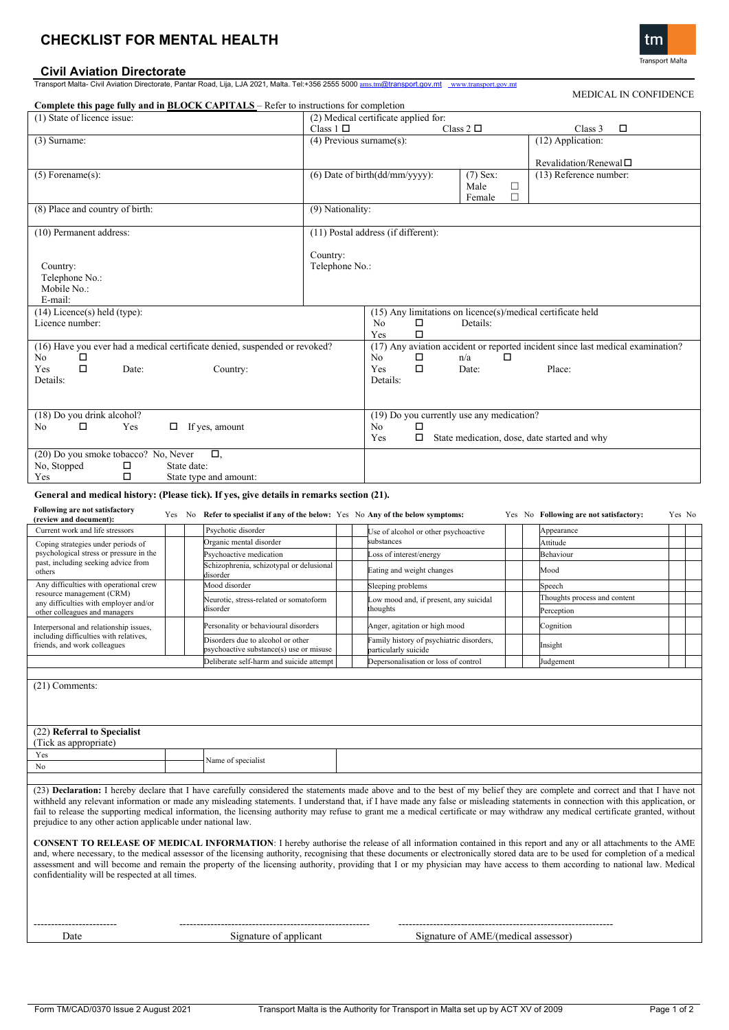# CHECKLIST FOR MENTAL HEALTH

## Civil Aviation Directorate

Transport Malta- Civil Aviation Directorate, Pantar Road, Lija, LJA 2021, Malta. Tel:+356 2555 5000 ams.tm@transport.gov.mt www.transport.gov.mt

MEDICAL IN CONFIDENCE

**Complete this page fully and in BLOCK CAPITALS** – Refer to instructions for completion

| | | |
|---|---|---|
| (1) State of licence issue: | (2) Medical certificate applied for: Class 1 ☐ Class 2 ☐ Class 3 ☐ | |
| (3) Surname: | (4) Previous surname(s): | (12) Application: Revalidation/Renewal ☐ |
| (5) Forename(s): | (6) Date of birth(dd/mm/yyyy): (7) Sex: Male ☐ Female ☐ | (13) Reference number: |
| (8) Place and country of birth: | (9) Nationality: | |
| (10) Permanent address: Country: Telephone No.: Mobile No.: E-mail: | (11) Postal address (if different): Country: Telephone No.: | |

| | |
|---|---|
| (14) Licence(s) held (type): Licence number: | (15) Any limitations on licence(s)/medical certificate held No ☐ Details: Yes ☐ |
| (16) Have you ever had a medical certificate denied, suspended or revoked? No ☐ Yes ☐ Date: Country: Details: | (17) Any aviation accident or reported incident since last medical examination? No ☐ n/a ☐ Yes ☐ Date: Place: Details: |
| (18) Do you drink alcohol? No ☐ Yes ☐ If yes, amount | (19) Do you currently use any medication? No ☐ Yes ☐ State medication, dose, date started and why |
| (20) Do you smoke tobacco? No, Never ☐, No, Stopped ☐ State date: Yes ☐ State type and amount: | |

**General and medical history: (Please tick). If yes, give details in remarks section (21).**

| Following are not satisfactory (review and document): | Yes | No | Refer to specialist if any of the below: | Yes | No | Any of the below symptoms: | Yes | No | Following are not satisfactory: | Yes | No |
|---|---|---|---|---|---|---|---|---|---|---|---|
| Current work and life stressors | | | Psychotic disorder | | | Use of alcohol or other psychoactive substances | | | Appearance | | |
| Coping strategies under periods of psychological stress or pressure in the past, including seeking advice from others | | | Organic mental disorder | | | | | | Attitude | | |
| | | | Psychoactive medication | | | Loss of interest/energy | | | Behaviour | | |
| | | | Schizophrenia, schizotypal or delusional disorder | | | Eating and weight changes | | | Mood | | |
| Any difficulties with operational crew resource management (CRM) any difficulties with employer and/or other colleagues and managers | | | Mood disorder | | | Sleeping problems | | | Speech | | |
| | | | Neurotic, stress-related or somatoform disorder | | | Low mood and, if present, any suicidal thoughts | | | Thoughts process and content | | |
| | | | | | | | | | Perception | | |
| Interpersonal and relationship issues, including difficulties with relatives, friends, and work colleagues | | | Personality or behavioural disorders | | | Anger, agitation or high mood | | | Cognition | | |
| | | | Disorders due to alcohol or other psychoactive substance(s) use or misuse | | | Family history of psychiatric disorders, particularly suicide | | | Insight | | |
| | | | Deliberate self-harm and suicide attempt | | | Depersonalisation or loss of control | | | Judgement | | |

(21) Comments:

(22) **Referral to Specialist**
(Tick as appropriate)

| | | | |
|---|---|---|---|
| Yes | | Name of specialist | |
| No | | | |

(23) **Declaration:** I hereby declare that I have carefully considered the statements made above and to the best of my belief they are complete and correct and that I have not withheld any relevant information or made any misleading statements. I understand that, if I have made any false or misleading statements in connection with this application, or fail to release the supporting medical information, the licensing authority may refuse to grant me a medical certificate or may withdraw any medical certificate granted, without prejudice to any other action applicable under national law.

**CONSENT TO RELEASE OF MEDICAL INFORMATION**: I hereby authorise the release of all information contained in this report and any or all attachments to the AME and, where necessary, to the medical assessor of the licensing authority, recognising that these documents or electronically stored data are to be used for completion of a medical assessment and will become and remain the property of the licensing authority, providing that I or my physician may have access to them according to national law. Medical confidentiality will be respected at all times.

| | | |
|---|---|---|
| ------------------------ | ------------------------------------------------------- | ------------------------------------------------------------ |
| Date | Signature of applicant | Signature of AME/(medical assessor) |

Form TM/CAD/0370 Issue 2 August 2021 Transport Malta is the Authority for Transport in Malta set up by ACT XV of 2009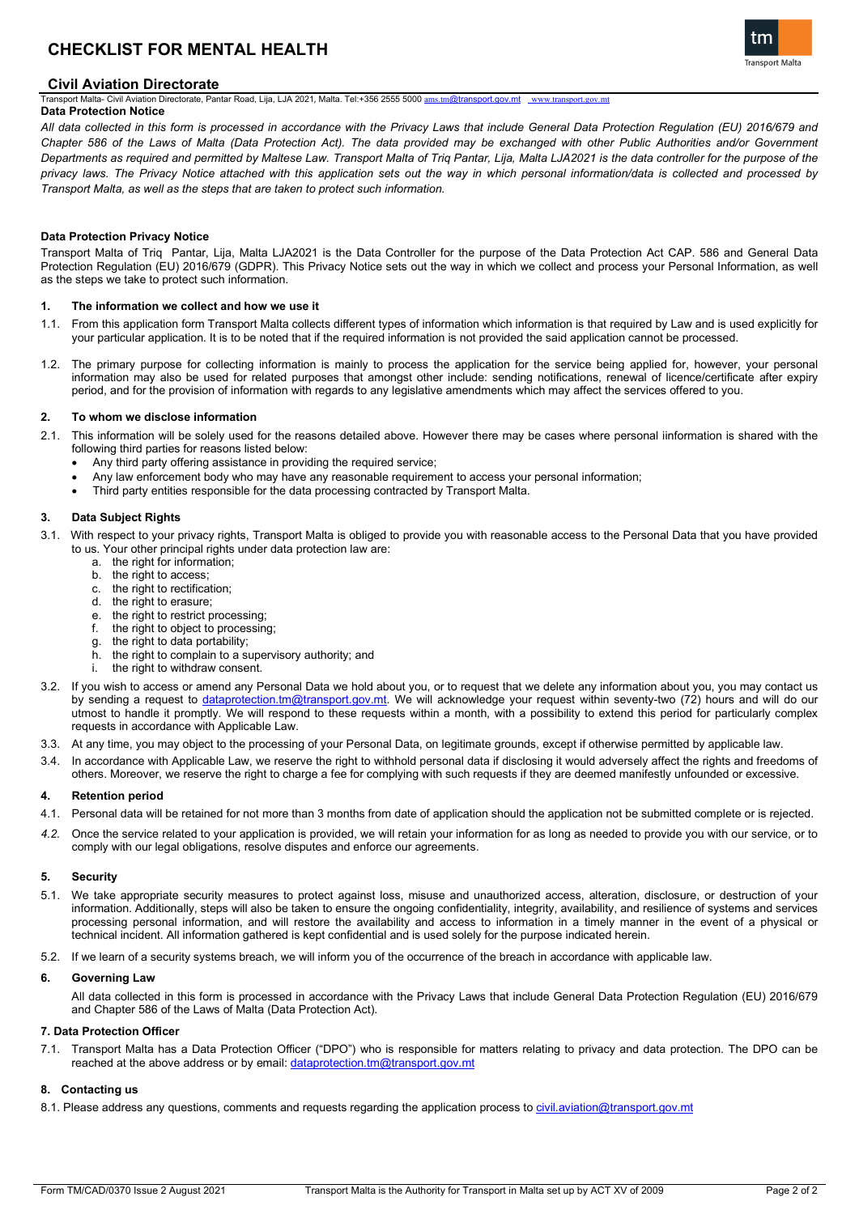# CHECKLIST FOR MENTAL HEALTH

## Civil Aviation Directorate

Transport Malta- Civil Aviation Directorate, Pantar Road, Lija, LJA 2021, Malta. Tel:+356 2555 5000 ams.tm@transport.gov.mt www.transport.gov.mt

**Data Protection Notice**

*All data collected in this form is processed in accordance with the Privacy Laws that include General Data Protection Regulation (EU) 2016/679 and Chapter 586 of the Laws of Malta (Data Protection Act). The data provided may be exchanged with other Public Authorities and/or Government Departments as required and permitted by Maltese Law. Transport Malta of Triq Pantar, Lija, Malta LJA2021 is the data controller for the purpose of the privacy laws. The Privacy Notice attached with this application sets out the way in which personal information/data is collected and processed by Transport Malta, as well as the steps that are taken to protect such information.*

**Data Protection Privacy Notice**

Transport Malta of Triq Pantar, Lija, Malta LJA2021 is the Data Controller for the purpose of the Data Protection Act CAP. 586 and General Data Protection Regulation (EU) 2016/679 (GDPR). This Privacy Notice sets out the way in which we collect and process your Personal Information, as well as the steps we take to protect such information.

**1. The information we collect and how we use it**

1.1. From this application form Transport Malta collects different types of information which information is that required by Law and is used explicitly for your particular application. It is to be noted that if the required information is not provided the said application cannot be processed.

1.2. The primary purpose for collecting information is mainly to process the application for the service being applied for, however, your personal information may also be used for related purposes that amongst other include: sending notifications, renewal of licence/certificate after expiry period, and for the provision of information with regards to any legislative amendments which may affect the services offered to you.

**2. To whom we disclose information**

2.1. This information will be solely used for the reasons detailed above. However there may be cases where personal iinformation is shared with the following third parties for reasons listed below:

- Any third party offering assistance in providing the required service;
- Any law enforcement body who may have any reasonable requirement to access your personal information;
- Third party entities responsible for the data processing contracted by Transport Malta.

**3. Data Subject Rights**

3.1. With respect to your privacy rights, Transport Malta is obliged to provide you with reasonable access to the Personal Data that you have provided to us. Your other principal rights under data protection law are:

a. the right for information;
b. the right to access;
c. the right to rectification;
d. the right to erasure;
e. the right to restrict processing;
f. the right to object to processing;
g. the right to data portability;
h. the right to complain to a supervisory authority; and
i. the right to withdraw consent.

3.2. If you wish to access or amend any Personal Data we hold about you, or to request that we delete any information about you, you may contact us by sending a request to dataprotection.tm@transport.gov.mt. We will acknowledge your request within seventy-two (72) hours and will do our utmost to handle it promptly. We will respond to these requests within a month, with a possibility to extend this period for particularly complex requests in accordance with Applicable Law.

3.3. At any time, you may object to the processing of your Personal Data, on legitimate grounds, except if otherwise permitted by applicable law.

3.4. In accordance with Applicable Law, we reserve the right to withhold personal data if disclosing it would adversely affect the rights and freedoms of others. Moreover, we reserve the right to charge a fee for complying with such requests if they are deemed manifestly unfounded or excessive.

**4. Retention period**

4.1. Personal data will be retained for not more than 3 months from date of application should the application not be submitted complete or is rejected.

*4.2.* Once the service related to your application is provided, we will retain your information for as long as needed to provide you with our service, or to comply with our legal obligations, resolve disputes and enforce our agreements.

**5. Security**

5.1. We take appropriate security measures to protect against loss, misuse and unauthorized access, alteration, disclosure, or destruction of your information. Additionally, steps will also be taken to ensure the ongoing confidentiality, integrity, availability, and resilience of systems and services processing personal information, and will restore the availability and access to information in a timely manner in the event of a physical or technical incident. All information gathered is kept confidential and is used solely for the purpose indicated herein.

5.2. If we learn of a security systems breach, we will inform you of the occurrence of the breach in accordance with applicable law.

**6. Governing Law**

All data collected in this form is processed in accordance with the Privacy Laws that include General Data Protection Regulation (EU) 2016/679 and Chapter 586 of the Laws of Malta (Data Protection Act).

**7. Data Protection Officer**

7.1. Transport Malta has a Data Protection Officer ("DPO") who is responsible for matters relating to privacy and data protection. The DPO can be reached at the above address or by email: dataprotection.tm@transport.gov.mt

**8. Contacting us**

8.1. Please address any questions, comments and requests regarding the application process to civil.aviation@transport.gov.mt

Form TM/CAD/0370 Issue 2 August 2021 — Transport Malta is the Authority for Transport in Malta set up by ACT XV of 2009